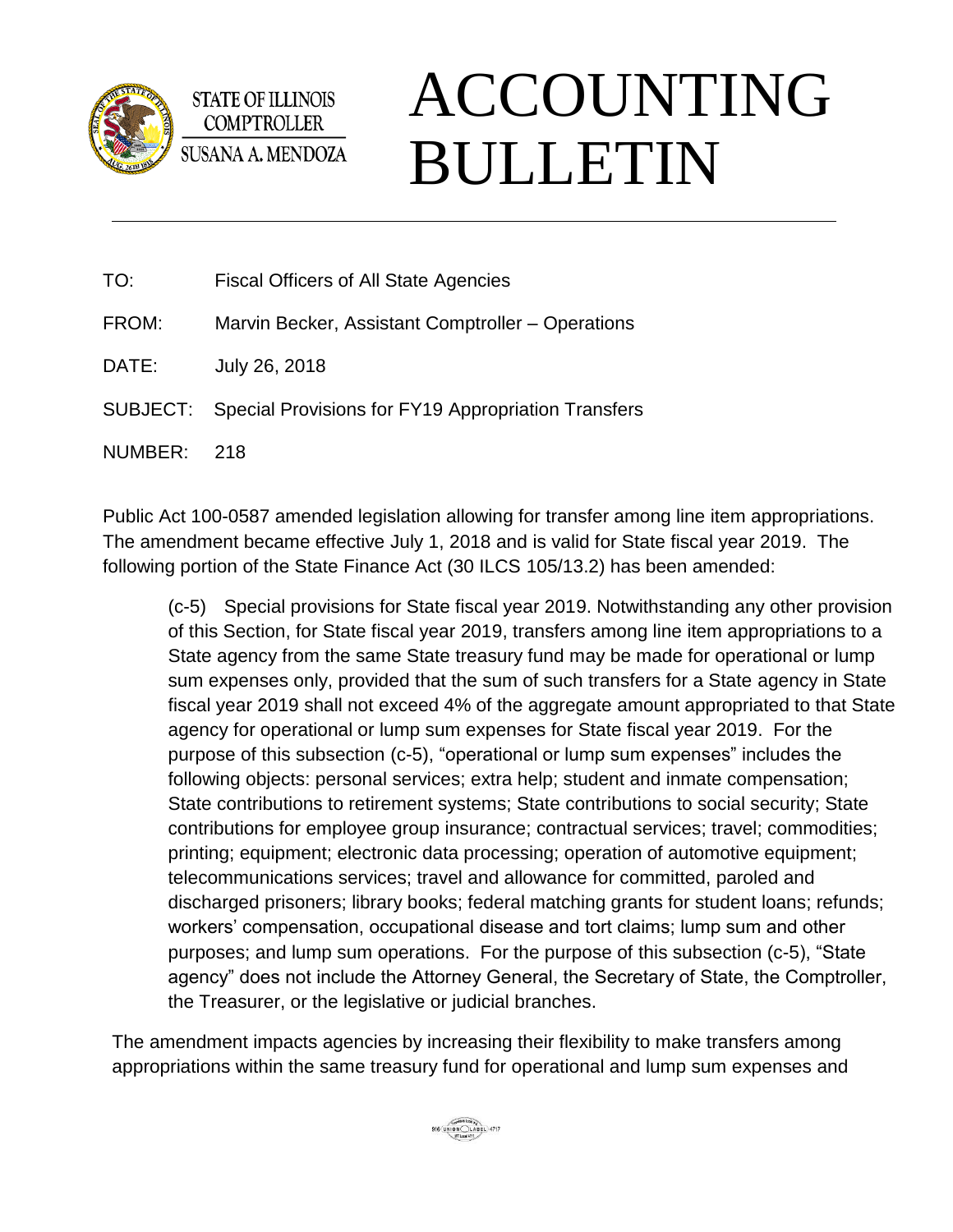STATE OF ILLINOIS
COMPTROLLER
SUSANA A. MENDOZA

# ACCOUNTING BULLETIN

TO: Fiscal Officers of All State Agencies

FROM: Marvin Becker, Assistant Comptroller – Operations

DATE: July 26, 2018

SUBJECT: Special Provisions for FY19 Appropriation Transfers

NUMBER: 218

Public Act 100-0587 amended legislation allowing for transfer among line item appropriations. The amendment became effective July 1, 2018 and is valid for State fiscal year 2019. The following portion of the State Finance Act (30 ILCS 105/13.2) has been amended:

> (c-5) Special provisions for State fiscal year 2019. Notwithstanding any other provision of this Section, for State fiscal year 2019, transfers among line item appropriations to a State agency from the same State treasury fund may be made for operational or lump sum expenses only, provided that the sum of such transfers for a State agency in State fiscal year 2019 shall not exceed 4% of the aggregate amount appropriated to that State agency for operational or lump sum expenses for State fiscal year 2019. For the purpose of this subsection (c-5), "operational or lump sum expenses" includes the following objects: personal services; extra help; student and inmate compensation; State contributions to retirement systems; State contributions to social security; State contributions for employee group insurance; contractual services; travel; commodities; printing; equipment; electronic data processing; operation of automotive equipment; telecommunications services; travel and allowance for committed, paroled and discharged prisoners; library books; federal matching grants for student loans; refunds; workers' compensation, occupational disease and tort claims; lump sum and other purposes; and lump sum operations. For the purpose of this subsection (c-5), "State agency" does not include the Attorney General, the Secretary of State, the Comptroller, the Treasurer, or the legislative or judicial branches.

The amendment impacts agencies by increasing their flexibility to make transfers among appropriations within the same treasury fund for operational and lump sum expenses and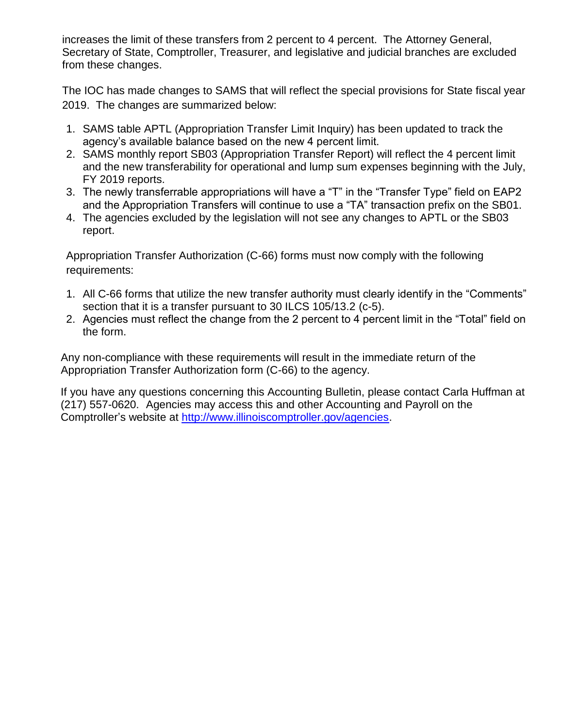increases the limit of these transfers from 2 percent to 4 percent. The Attorney General, Secretary of State, Comptroller, Treasurer, and legislative and judicial branches are excluded from these changes.

The IOC has made changes to SAMS that will reflect the special provisions for State fiscal year 2019. The changes are summarized below:

1. SAMS table APTL (Appropriation Transfer Limit Inquiry) has been updated to track the agency's available balance based on the new 4 percent limit.
2. SAMS monthly report SB03 (Appropriation Transfer Report) will reflect the 4 percent limit and the new transferability for operational and lump sum expenses beginning with the July, FY 2019 reports.
3. The newly transferrable appropriations will have a "T" in the "Transfer Type" field on EAP2 and the Appropriation Transfers will continue to use a "TA" transaction prefix on the SB01.
4. The agencies excluded by the legislation will not see any changes to APTL or the SB03 report.

Appropriation Transfer Authorization (C-66) forms must now comply with the following requirements:

1. All C-66 forms that utilize the new transfer authority must clearly identify in the "Comments" section that it is a transfer pursuant to 30 ILCS 105/13.2 (c-5).
2. Agencies must reflect the change from the 2 percent to 4 percent limit in the "Total" field on the form.

Any non-compliance with these requirements will result in the immediate return of the Appropriation Transfer Authorization form (C-66) to the agency.

If you have any questions concerning this Accounting Bulletin, please contact Carla Huffman at (217) 557-0620. Agencies may access this and other Accounting and Payroll on the Comptroller's website at [http://www.illinoiscomptroller.gov/agencies](http://www.illinoiscomptroller.gov/agencies).